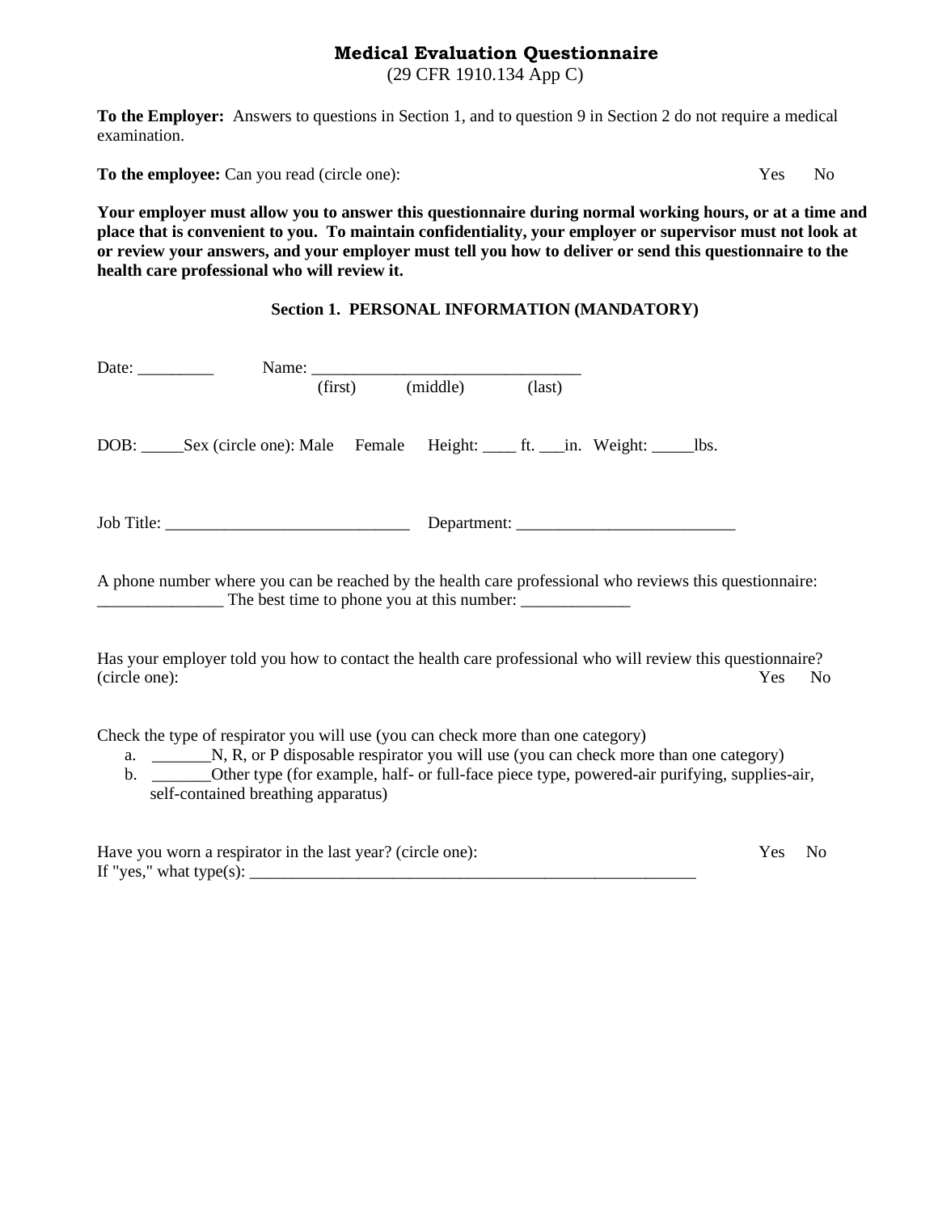# Medical Evaluation Questionnaire

(29 CFR 1910.134 App C)

**To the Employer:** Answers to questions in Section 1, and to question 9 in Section 2 do not require a medical examination.

**To the employee:** Can you read (circle one): Yes No

**Your employer must allow you to answer this questionnaire during normal working hours, or at a time and place that is convenient to you. To maintain confidentiality, your employer or supervisor must not look at or review your answers, and your employer must tell you how to deliver or send this questionnaire to the health care professional who will review it.**

### Section 1. PERSONAL INFORMATION (MANDATORY)

Date: _________ Name: ________________________________
(first) (middle) (last)

DOB: _____Sex (circle one): Male Female Height: ____ ft. ___in. Weight: _____lbs.

Job Title: _____________________________ Department: __________________________

A phone number where you can be reached by the health care professional who reviews this questionnaire: _______________ The best time to phone you at this number: _____________

Has your employer told you how to contact the health care professional who will review this questionnaire? (circle one): Yes No

Check the type of respirator you will use (you can check more than one category)

a. _______N, R, or P disposable respirator you will use (you can check more than one category)
b. _______Other type (for example, half- or full-face piece type, powered-air purifying, supplies-air, self-contained breathing apparatus)

Have you worn a respirator in the last year? (circle one): Yes No
If "yes," what type(s): _______________________________________________________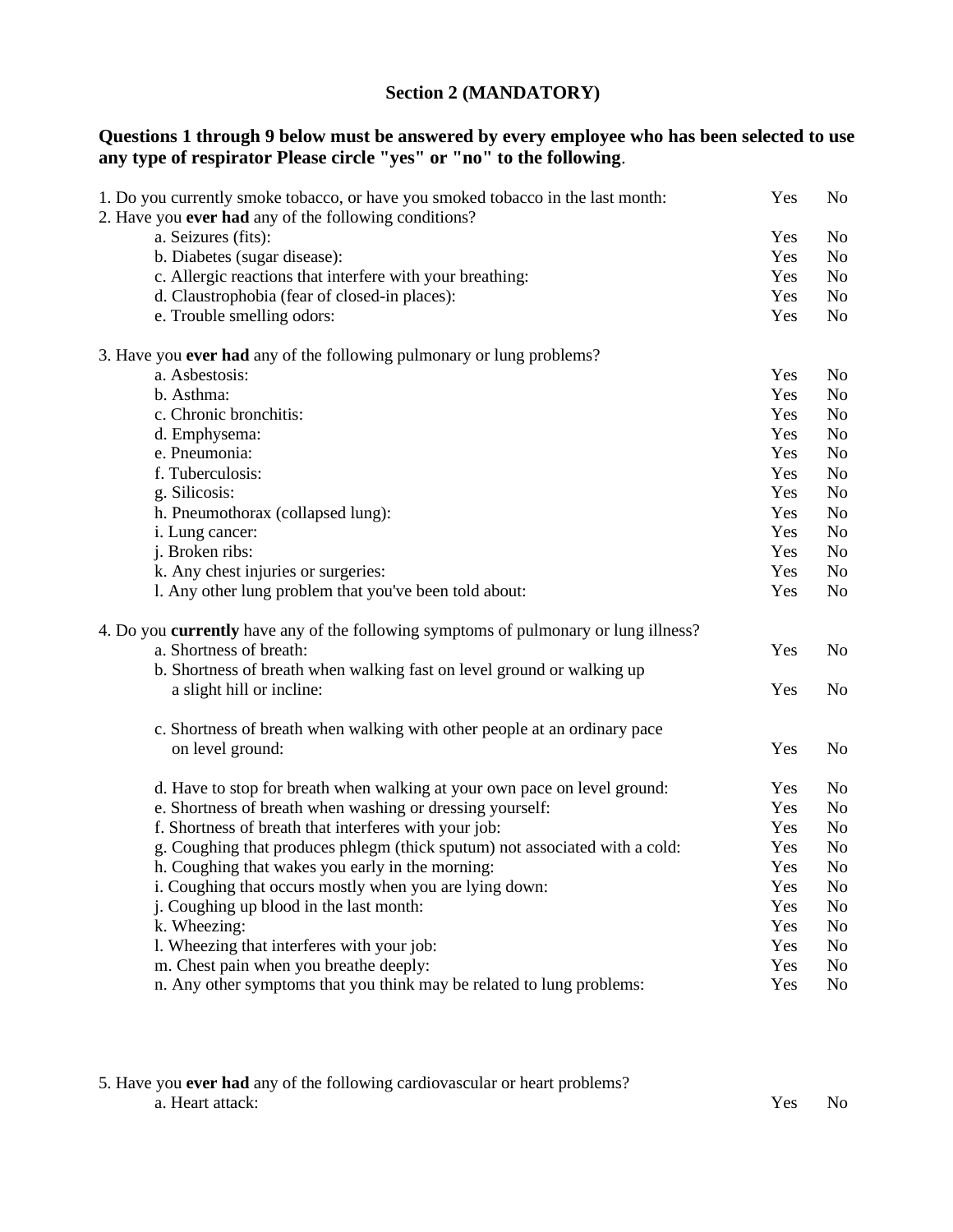## Section 2 (MANDATORY)

**Questions 1 through 9 below must be answered by every employee who has been selected to use any type of respirator Please circle "yes" or "no" to the following**.

| | | |
|---|---|---|
| 1. Do you currently smoke tobacco, or have you smoked tobacco in the last month: | Yes | No |
| 2. Have you **ever had** any of the following conditions? | | |
| a. Seizures (fits): | Yes | No |
| b. Diabetes (sugar disease): | Yes | No |
| c. Allergic reactions that interfere with your breathing: | Yes | No |
| d. Claustrophobia (fear of closed-in places): | Yes | No |
| e. Trouble smelling odors: | Yes | No |
| 3. Have you **ever had** any of the following pulmonary or lung problems? | | |
| a. Asbestosis: | Yes | No |
| b. Asthma: | Yes | No |
| c. Chronic bronchitis: | Yes | No |
| d. Emphysema: | Yes | No |
| e. Pneumonia: | Yes | No |
| f. Tuberculosis: | Yes | No |
| g. Silicosis: | Yes | No |
| h. Pneumothorax (collapsed lung): | Yes | No |
| i. Lung cancer: | Yes | No |
| j. Broken ribs: | Yes | No |
| k. Any chest injuries or surgeries: | Yes | No |
| l. Any other lung problem that you've been told about: | Yes | No |
| 4. Do you **currently** have any of the following symptoms of pulmonary or lung illness? | | |
| a. Shortness of breath: | Yes | No |
| b. Shortness of breath when walking fast on level ground or walking up a slight hill or incline: | Yes | No |
| c. Shortness of breath when walking with other people at an ordinary pace on level ground: | Yes | No |
| d. Have to stop for breath when walking at your own pace on level ground: | Yes | No |
| e. Shortness of breath when washing or dressing yourself: | Yes | No |
| f. Shortness of breath that interferes with your job: | Yes | No |
| g. Coughing that produces phlegm (thick sputum) not associated with a cold: | Yes | No |
| h. Coughing that wakes you early in the morning: | Yes | No |
| i. Coughing that occurs mostly when you are lying down: | Yes | No |
| j. Coughing up blood in the last month: | Yes | No |
| k. Wheezing: | Yes | No |
| l. Wheezing that interferes with your job: | Yes | No |
| m. Chest pain when you breathe deeply: | Yes | No |
| n. Any other symptoms that you think may be related to lung problems: | Yes | No |
| 5. Have you **ever had** any of the following cardiovascular or heart problems? | | |
| a. Heart attack: | Yes | No |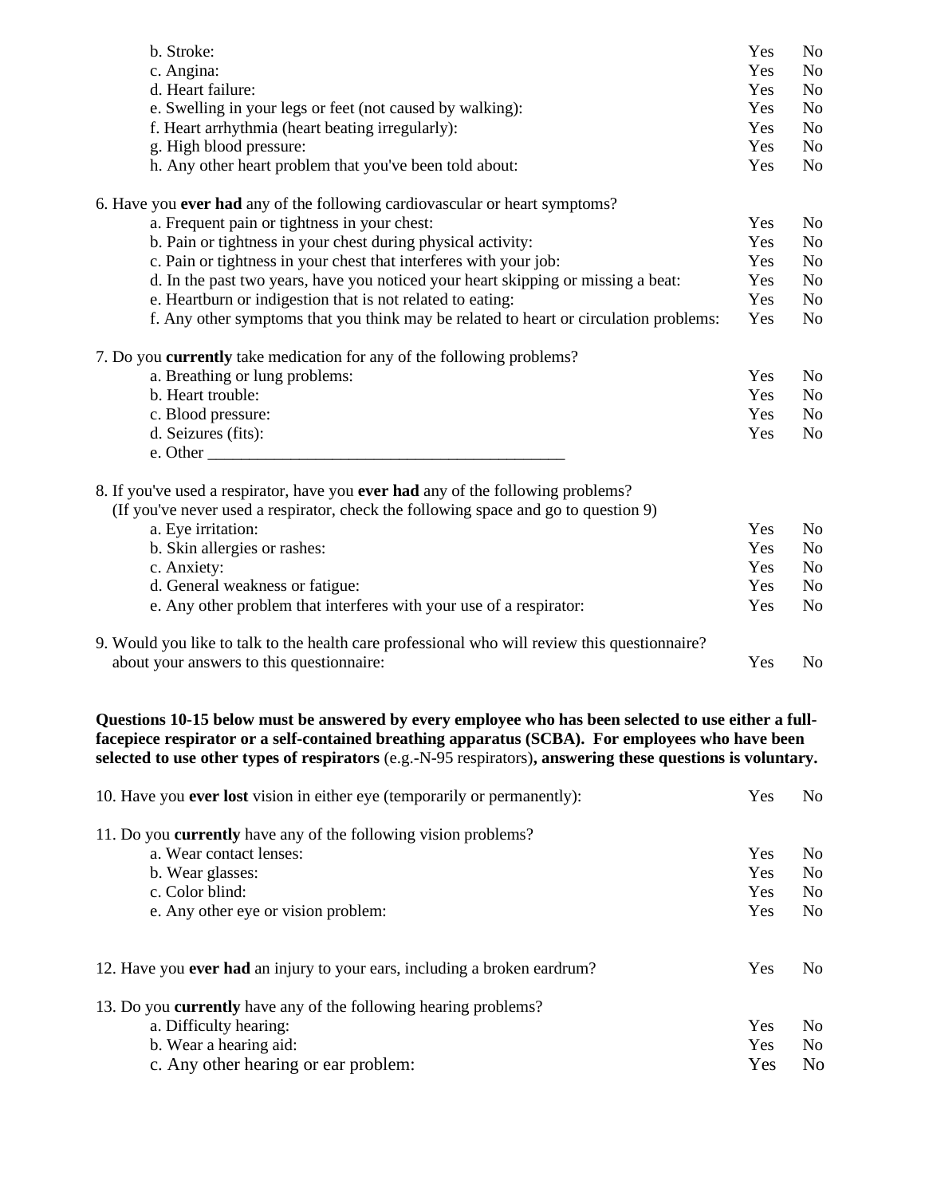b. Stroke: Yes No
c. Angina: Yes No
d. Heart failure: Yes No
e. Swelling in your legs or feet (not caused by walking): Yes No
f. Heart arrhythmia (heart beating irregularly): Yes No
g. High blood pressure: Yes No
h. Any other heart problem that you've been told about: Yes No

6. Have you **ever had** any of the following cardiovascular or heart symptoms?
   a. Frequent pain or tightness in your chest: Yes No
   b. Pain or tightness in your chest during physical activity: Yes No
   c. Pain or tightness in your chest that interferes with your job: Yes No
   d. In the past two years, have you noticed your heart skipping or missing a beat: Yes No
   e. Heartburn or indigestion that is not related to eating: Yes No
   f. Any other symptoms that you think may be related to heart or circulation problems: Yes No

7. Do you **currently** take medication for any of the following problems?
   a. Breathing or lung problems: Yes No
   b. Heart trouble: Yes No
   c. Blood pressure: Yes No
   d. Seizures (fits): Yes No
   e. Other ____________________________________________

8. If you've used a respirator, have you **ever had** any of the following problems?
   (If you've never used a respirator, check the following space and go to question 9)
   a. Eye irritation: Yes No
   b. Skin allergies or rashes: Yes No
   c. Anxiety: Yes No
   d. General weakness or fatigue: Yes No
   e. Any other problem that interferes with your use of a respirator: Yes No

9. Would you like to talk to the health care professional who will review this questionnaire? about your answers to this questionnaire: Yes No

**Questions 10-15 below must be answered by every employee who has been selected to use either a full-facepiece respirator or a self-contained breathing apparatus (SCBA). For employees who have been selected to use other types of respirators** (e.g.-N-95 respirators)**, answering these questions is voluntary.**

10. Have you **ever lost** vision in either eye (temporarily or permanently): Yes No

11. Do you **currently** have any of the following vision problems?
   a. Wear contact lenses: Yes No
   b. Wear glasses: Yes No
   c. Color blind: Yes No
   e. Any other eye or vision problem: Yes No

12. Have you **ever had** an injury to your ears, including a broken eardrum? Yes No

13. Do you **currently** have any of the following hearing problems?
   a. Difficulty hearing: Yes No
   b. Wear a hearing aid: Yes No
   c. Any other hearing or ear problem: Yes No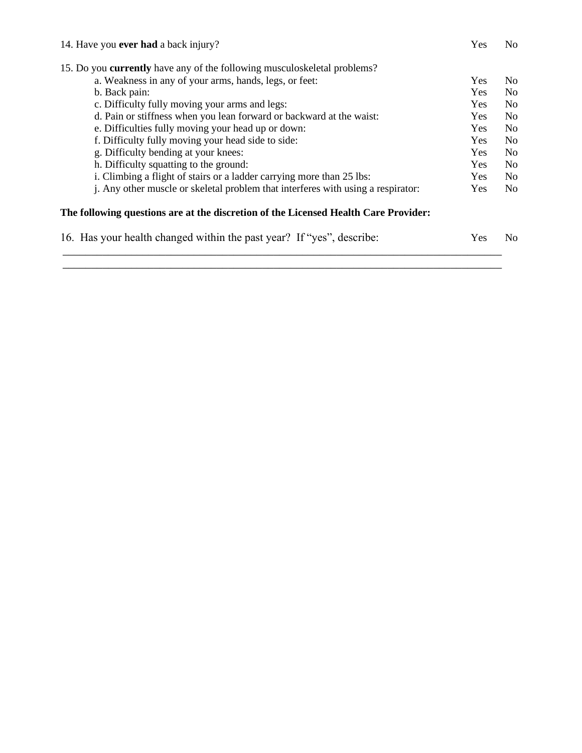14. Have you **ever had** a back injury? Yes No

15. Do you **currently** have any of the following musculoskeletal problems?

   a. Weakness in any of your arms, hands, legs, or feet: Yes No
   b. Back pain: Yes No
   c. Difficulty fully moving your arms and legs: Yes No
   d. Pain or stiffness when you lean forward or backward at the waist: Yes No
   e. Difficulties fully moving your head up or down: Yes No
   f. Difficulty fully moving your head side to side: Yes No
   g. Difficulty bending at your knees: Yes No
   h. Difficulty squatting to the ground: Yes No
   i. Climbing a flight of stairs or a ladder carrying more than 25 lbs: Yes No
   j. Any other muscle or skeletal problem that interferes with using a respirator: Yes No

**The following questions are at the discretion of the Licensed Health Care Provider:**

16. Has your health changed within the past year? If "yes", describe: Yes No

______________________________________________________________________________

______________________________________________________________________________